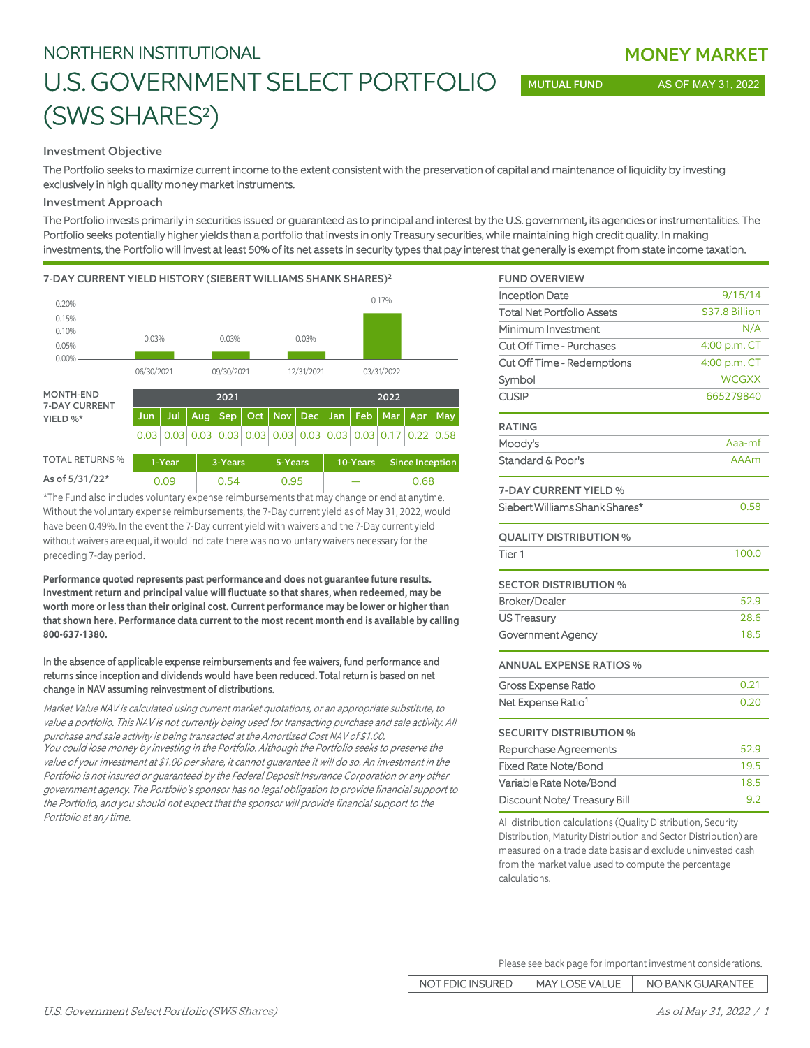NORTHERN INSTITUTIONAL

# U.S. GOVERNMENT SELECT PORTFOLIO (SWS SHARES[2])

**MONEY MARKET**

MUTUAL FUND — AS OF MAY 31, 2022

### Investment Objective

The Portfolio seeks to maximize current income to the extent consistent with the preservation of capital and maintenance of liquidity by investing exclusively in high quality money market instruments.

### Investment Approach

The Portfolio invests primarily in securities issued or guaranteed as to principal and interest by the U.S. government, its agencies or instrumentalities. The Portfolio seeks potentially higher yields than a portfolio that invests in only Treasury securities, while maintaining high credit quality. In making investments, the Portfolio will invest at least 50% of its net assets in security types that pay interest that generally is exempt from state income taxation.

#### 7-DAY CURRENT YIELD HISTORY (SIEBERT WILLIAMS SHANK SHARES)[2]

| Date | 7-Day Current Yield |
|---|---|
| 06/30/2021 | 0.03% |
| 09/30/2021 | 0.03% |
| 12/31/2021 | 0.03% |
| 03/31/2022 | 0.17% |

| MONTH-END 7-DAY CURRENT YIELD %* | 2021 | | | | | | | 2022 | | | | |
|---|---|---|---|---|---|---|---|---|---|---|---|---|
| | Jun | Jul | Aug | Sep | Oct | Nov | Dec | Jan | Feb | Mar | Apr | May |
| | 0.03 | 0.03 | 0.03 | 0.03 | 0.03 | 0.03 | 0.03 | 0.03 | 0.03 | 0.17 | 0.22 | 0.58 |

| TOTAL RETURNS % As of 5/31/22* | 1-Year | 3-Years | 5-Years | 10-Years | Since Inception |
|---|---|---|---|---|---|
| | 0.09 | 0.54 | 0.95 | — | 0.68 |

*The Fund also includes voluntary expense reimbursements that may change or end at anytime. Without the voluntary expense reimbursements, the 7-Day current yield as of May 31, 2022, would have been 0.49%. In the event the 7-Day current yield with waivers and the 7-Day current yield without waivers are equal, it would indicate there was no voluntary waivers necessary for the preceding 7-day period.

**Performance quoted represents past performance and does not guarantee future results. Investment return and principal value will fluctuate so that shares, when redeemed, may be worth more or less than their original cost. Current performance may be lower or higher than that shown here. Performance data current to the most recent month end is available by calling 800-637-1380.**

In the absence of applicable expense reimbursements and fee waivers, fund performance and returns since inception and dividends would have been reduced. Total return is based on net change in NAV assuming reinvestment of distributions.

*Market Value NAV is calculated using current market quotations, or an appropriate substitute, to value a portfolio. This NAV is not currently being used for transacting purchase and sale activity. All purchase and sale activity is being transacted at the Amortized Cost NAV of $1.00.*
*You could lose money by investing in the Portfolio. Although the Portfolio seeks to preserve the value of your investment at $1.00 per share, it cannot guarantee it will do so. An investment in the Portfolio is not insured or guaranteed by the Federal Deposit Insurance Corporation or any other government agency. The Portfolio's sponsor has no legal obligation to provide financial support to the Portfolio, and you should not expect that the sponsor will provide financial support to the Portfolio at any time.*

| FUND OVERVIEW | |
|---|---|
| Inception Date | 9/15/14 |
| Total Net Portfolio Assets | $37.8 Billion |
| Minimum Investment | N/A |
| Cut Off Time - Purchases | 4:00 p.m. CT |
| Cut Off Time - Redemptions | 4:00 p.m. CT |
| Symbol | WCGXX |
| CUSIP | 665279840 |

| RATING | |
|---|---|
| Moody's | Aaa-mf |
| Standard & Poor's | AAAm |

| 7-DAY CURRENT YIELD % | |
|---|---|
| Siebert Williams Shank Shares* | 0.58 |

| QUALITY DISTRIBUTION % | |
|---|---|
| Tier 1 | 100.0 |

| SECTOR DISTRIBUTION % | |
|---|---|
| Broker/Dealer | 52.9 |
| US Treasury | 28.6 |
| Government Agency | 18.5 |

| ANNUAL EXPENSE RATIOS % | |
|---|---|
| Gross Expense Ratio | 0.21 |
| Net Expense Ratio[1] | 0.20 |

| SECURITY DISTRIBUTION % | |
|---|---|
| Repurchase Agreements | 52.9 |
| Fixed Rate Note/Bond | 19.5 |
| Variable Rate Note/Bond | 18.5 |
| Discount Note/ Treasury Bill | 9.2 |

All distribution calculations (Quality Distribution, Security Distribution, Maturity Distribution and Sector Distribution) are measured on a trade date basis and exclude uninvested cash from the market value used to compute the percentage calculations.

Please see back page for important investment considerations.

NOT FDIC INSURED | MAY LOSE VALUE | NO BANK GUARANTEE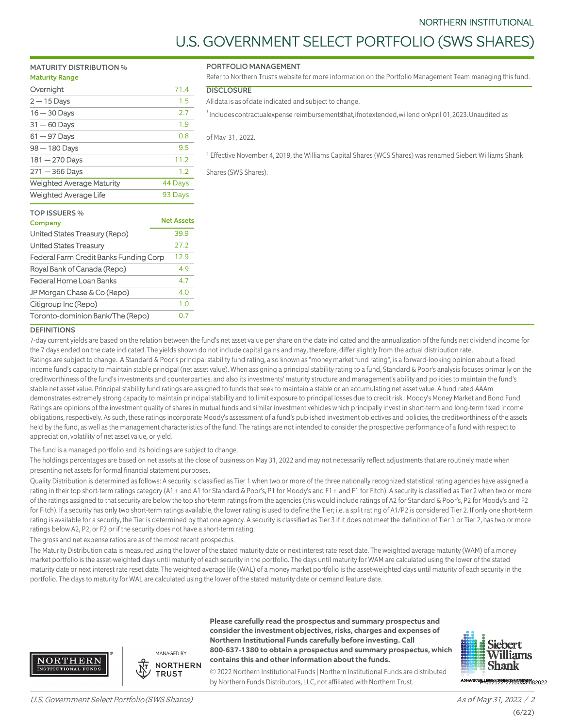# U.S. GOVERNMENT SELECT PORTFOLIO (SWS SHARES)

NORTHERN INSTITUTIONAL

## MATURITY DISTRIBUTION %

| Maturity Range | |
|---|---|
| Overnight | 71.4 |
| 2 — 15 Days | 1.5 |
| 16 — 30 Days | 2.7 |
| 31 — 60 Days | 1.9 |
| 61 — 97 Days | 0.8 |
| 98 — 180 Days | 9.5 |
| 181 — 270 Days | 11.2 |
| 271 — 366 Days | 1.2 |
| Weighted Average Maturity | 44 Days |
| Weighted Average Life | 93 Days |

## TOP ISSUERS %

| Company | Net Assets |
|---|---|
| United States Treasury (Repo) | 39.9 |
| United States Treasury | 27.2 |
| Federal Farm Credit Banks Funding Corp | 12.9 |
| Royal Bank of Canada (Repo) | 4.9 |
| Federal Home Loan Banks | 4.7 |
| JP Morgan Chase & Co (Repo) | 4.0 |
| Citigroup Inc (Repo) | 1.0 |
| Toronto-dominion Bank/The (Repo) | 0.7 |

## PORTFOLIO MANAGEMENT

Refer to Northern Trust's website for more information on the Portfolio Management Team managing this fund.

## DISCLOSURE

All data is as of date indicated and subject to change.

[1] Includes contractual expense reimbursements that, if not extended, will end on April 01, 2023. Unaudited as of May 31, 2022.

[2] Effective November 4, 2019, the Williams Capital Shares (WCS Shares) was renamed Siebert Williams Shank Shares (SWS Shares).

## DEFINITIONS

7-day current yields are based on the relation between the fund's net asset value per share on the date indicated and the annualization of the funds net dividend income for the 7 days ended on the date indicated. The yields shown do not include capital gains and may, therefore, differ slightly from the actual distribution rate.

Ratings are subject to change. A Standard & Poor's principal stability fund rating, also known as "money market fund rating", is a forward-looking opinion about a fixed income fund's capacity to maintain stable principal (net asset value). When assigning a principal stability rating to a fund, Standard & Poor's analysis focuses primarily on the creditworthiness of the fund's investments and counterparties. and also its investments' maturity structure and management's ability and policies to maintain the fund's stable net asset value. Principal stability fund ratings are assigned to funds that seek to maintain a stable or an accumulating net asset value. A fund rated AAAm demonstrates extremely strong capacity to maintain principal stability and to limit exposure to principal losses due to credit risk. Moody's Money Market and Bond Fund Ratings are opinions of the investment quality of shares in mutual funds and similar investment vehicles which principally invest in short-term and long-term fixed income obligations, respectively. As such, these ratings incorporate Moody's assessment of a fund's published investment objectives and policies, the creditworthiness of the assets held by the fund, as well as the management characteristics of the fund. The ratings are not intended to consider the prospective performance of a fund with respect to appreciation, volatility of net asset value, or yield.

The fund is a managed portfolio and its holdings are subject to change.

The holdings percentages are based on net assets at the close of business on May 31, 2022 and may not necessarily reflect adjustments that are routinely made when presenting net assets for formal financial statement purposes.

Quality Distribution is determined as follows: A security is classified as Tier 1 when two or more of the three nationally recognized statistical rating agencies have assigned a rating in their top short-term ratings category (A1+ and A1 for Standard & Poor's, P1 for Moody's and F1+ and F1 for Fitch). A security is classified as Tier 2 when two or more of the ratings assigned to that security are below the top short-term ratings from the agencies (this would include ratings of A2 for Standard & Poor's, P2 for Moody's and F2 for Fitch). If a security has only two short-term ratings available, the lower rating is used to define the Tier; i.e. a split rating of A1/P2 is considered Tier 2. If only one short-term rating is available for a security, the Tier is determined by that one agency. A security is classified as Tier 3 if it does not meet the definition of Tier 1 or Tier 2, has two or more ratings below A2, P2, or F2 or if the security does not have a short-term rating.

The gross and net expense ratios are as of the most recent prospectus.

The Maturity Distribution data is measured using the lower of the stated maturity date or next interest rate reset date. The weighted average maturity (WAM) of a money market portfolio is the asset-weighted days until maturity of each security in the portfolio. The days until maturity for WAM are calculated using the lower of the stated maturity date or next interest rate reset date. The weighted average life (WAL) of a money market portfolio is the asset-weighted days until maturity of each security in the portfolio. The days to maturity for WAL are calculated using the lower of the stated maturity date or demand feature date.

NORTHERN INSTITUTIONAL FUNDS

MANAGED BY NORTHERN TRUST

**Please carefully read the prospectus and summary prospectus and consider the investment objectives, risks, charges and expenses of Northern Institutional Funds carefully before investing. Call 800-637-1380 to obtain a prospectus and summary prospectus, which contains this and other information about the funds.**

© 2022 Northern Institutional Funds | Northern Institutional Funds are distributed by Northern Funds Distributors, LLC, not affiliated with Northern Trust.

Siebert Williams Shank

P-062122-2255033-082022

(6/22)